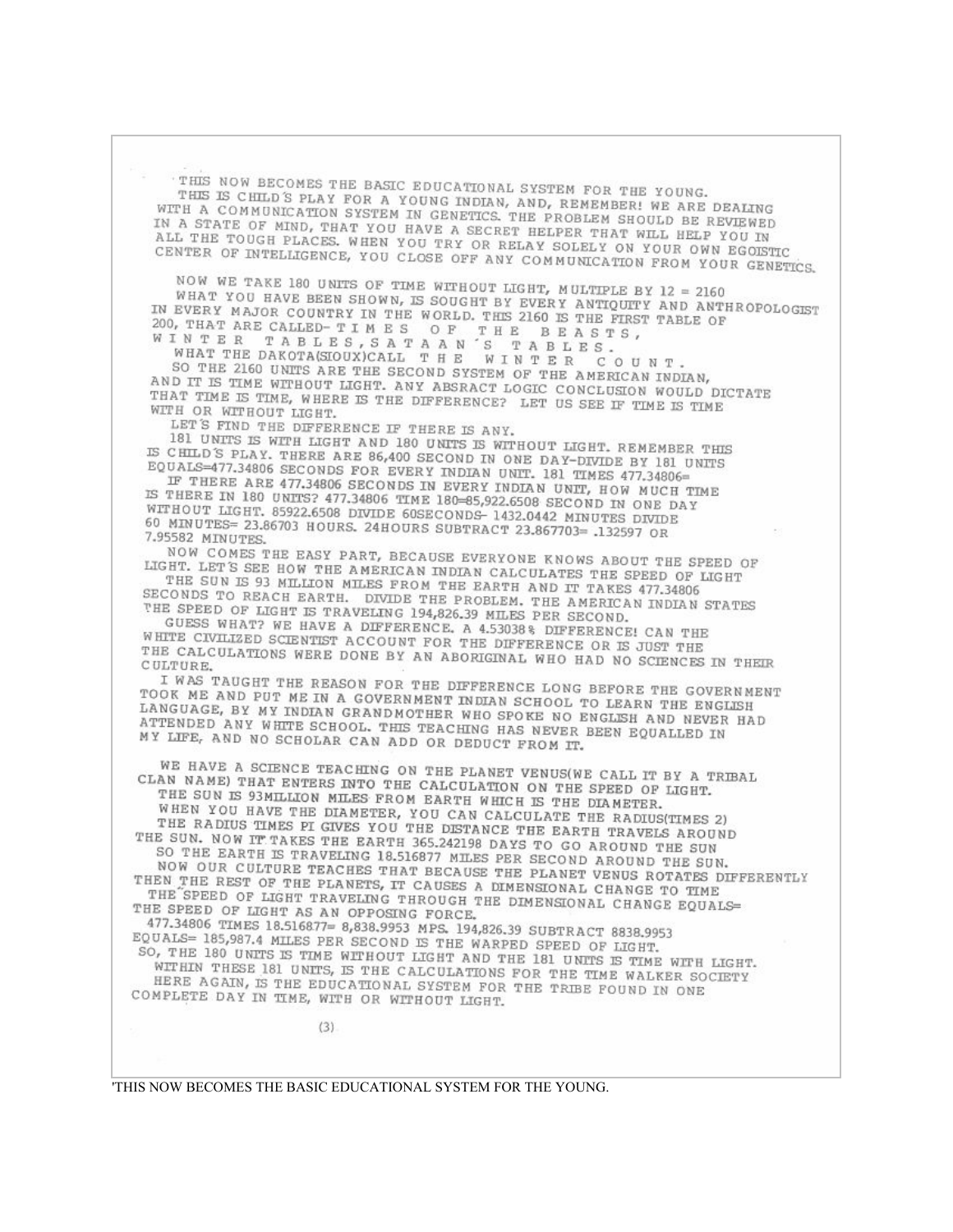'THIS NOW BECOMES THE BASIC EDUCATIONAL SYSTEM FOR THE YOUNG.

THIS IS CHILD'S PLAY FOR A YOUNG INDIAN, AND, REMEMBER! WE ARE DEALING WITH A COMMUNICATION SYSTEM IN GENETICS. THE PROBLEM SHOULD BE REVIEWED IN A STATE OF MIND, THAT YOU HAVE A SECRET HELPER THAT WILL HELP YOU IN ALL THE TOUGH PLACES. WHEN YOU TRY OR RELAY SOLELY ON YOUR OWN EGOISTIC CENTER OF INTELLIGENCE, YOU CLOSE OFF ANY COMMUNICATION FROM YOUR GENETICS.

NOW WE TAKE 180 UNITS OF TIME WITHOUT LIGHT, MULTIPLE BY 12 = 2160

WHAT YOU HAVE BEEN SHOWN, IS SOUGHT BY EVERY ANTIQUITY AND ANTHROPOLOGIST IN EVERY MAJOR COUNTRY IN THE WORLD. THIS 2160 IS THE FIRST TABLE OF 200, THAT ARE CALLED- T I M E S O F T H E B E A S T S, W I N T E R T A B L E S , S A T A A N ´S T A B L E S.

WHAT THE DAKOTA(SIOUX)CALL T H E W I N T E R C O U N T.

SO THE 2160 UNITS ARE THE SECOND SYSTEM OF THE AMERICAN INDIAN, AND IT IS TIME WITHOUT LIGHT. ANY ABSRACT LOGIC CONCLUSION WOULD DICTATE THAT TIME IS TIME, WHERE IS THE DIFFERENCE? LET US SEE IF TIME IS TIME WITH OR WITHOUT LIGHT.

LET'S FIND THE DIFFERENCE IF THERE IS ANY.

181 UNITS IS WITH LIGHT AND 180 UNITS IS WITHOUT LIGHT. REMEMBER THIS IS CHILD'S PLAY. THERE ARE 86,400 SECOND IN ONE DAY-DIVIDE BY 181 UNITS EQUALS=477.34806 SECONDS FOR EVERY INDIAN UNIT. 181 TIMES 477.34806=

IF THERE ARE 477.34806 SECONDS IN EVERY INDIAN UNIT, HOW MUCH TIME IS THERE IN 180 UNITS? 477.34806 TIME 180=85,922.6508 SECOND IN ONE DAY WITHOUT LIGHT. 85922.6508 DIVIDE 60SECONDS- 1432.0442 MINUTES DIVIDE 60 MINUTES= 23.86703 HOURS. 24HOURS SUBTRACT 23.867703= .132597 OR 7.95582 MINUTES.

NOW COMES THE EASY PART, BECAUSE EVERYONE KNOWS ABOUT THE SPEED OF LIGHT. LET'S SEE HOW THE AMERICAN INDIAN CALCULATES THE SPEED OF LIGHT

THE SUN IS 93 MILLION MILES FROM THE EARTH AND IT TAKES 477.34806 SECONDS TO REACH EARTH. DIVIDE THE PROBLEM. THE AMERICAN INDIAN STATES THE SPEED OF LIGHT IS TRAVELING 194,826.39 MILES PER SECOND.

GUESS WHAT? WE HAVE A DIFFERENCE. A 4.53038% DIFFERENCE! CAN THE WHITE CIVILIZED SCIENTIST ACCOUNT FOR THE DIFFERENCE OR IS JUST THE THE CALCULATIONS WERE DONE BY AN ABORIGINAL WHO HAD NO SCIENCES IN THEIR CULTURE.

I WAS TAUGHT THE REASON FOR THE DIFFERENCE LONG BEFORE THE GOVERNMENT TOOK ME AND PUT ME IN A GOVERNMENT INDIAN SCHOOL TO LEARN THE ENGLISH LANGUAGE, BY MY INDIAN GRANDMOTHER WHO SPOKE NO ENGLISH AND NEVER HAD ATTENDED ANY WHITE SCHOOL. THIS TEACHING HAS NEVER BEEN EQUALLED IN MY LIFE, AND NO SCHOLAR CAN ADD OR DEDUCT FROM IT.

WE HAVE A SCIENCE TEACHING ON THE PLANET VENUS(WE CALL IT BY A TRIBAL CLAN NAME) THAT ENTERS INTO THE CALCULATION ON THE SPEED OF LIGHT.

THE SUN IS 93MILLION MILES FROM EARTH WHICH IS THE DIAMETER.

WHEN YOU HAVE THE DIAMETER, YOU CAN CALCULATE THE RADIUS(TIMES 2)

THE RADIUS TIMES PI GIVES YOU THE DISTANCE THE EARTH TRAVELS AROUND THE SUN. NOW IT TAKES THE EARTH 365.242198 DAYS TO GO AROUND THE SUN

SO THE EARTH IS TRAVELING 18.516877 MILES PER SECOND AROUND THE SUN.

NOW OUR CULTURE TEACHES THAT BECAUSE THE PLANET VENUS ROTATES DIFFERENTLY THEN THE REST OF THE PLANETS, IT CAUSES A DIMENSIONAL CHANGE TO TIME

THE SPEED OF LIGHT TRAVELING THROUGH THE DIMENSIONAL CHANGE EQUALS= THE SPEED OF LIGHT AS AN OPPOSING FORCE.

477.34806 TIMES 18.516877= 8,838.9953 MPS. 194,826.39 SUBTRACT 8838.9953 EQUALS= 185,987.4 MILES PER SECOND IS THE WARPED SPEED OF LIGHT.

SO, THE 180 UNITS IS TIME WITHOUT LIGHT AND THE 181 UNITS IS TIME WITH LIGHT.

WITHIN THESE 181 UNITS, IS THE CALCULATIONS FOR THE TIME WALKER SOCIETY

HERE AGAIN, IS THE EDUCATIONAL SYSTEM FOR THE TRIBE FOUND IN ONE COMPLETE DAY IN TIME, WITH OR WITHOUT LIGHT.

'THIS NOW BECOMES THE BASIC EDUCATIONAL SYSTEM FOR THE YOUNG.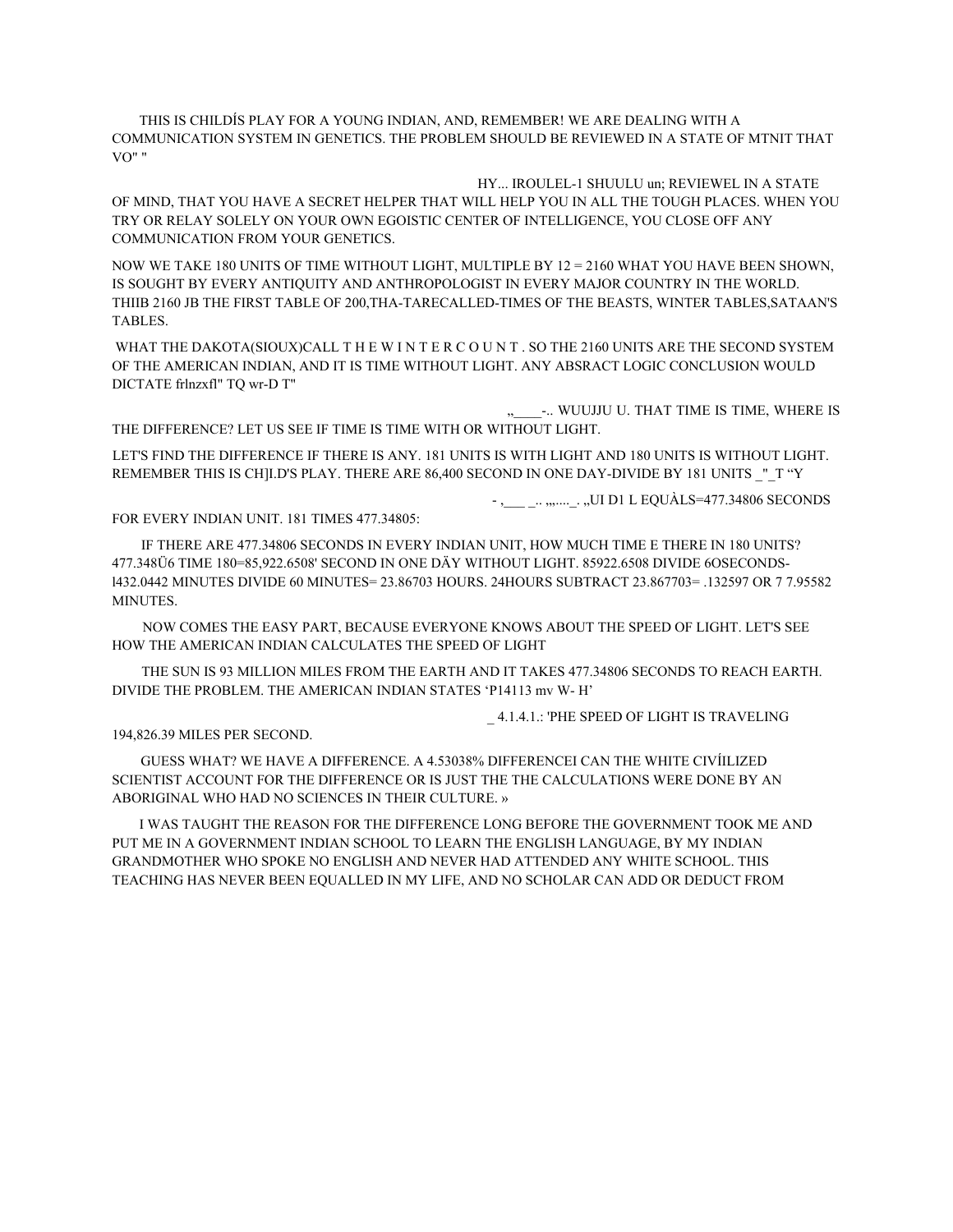THIS IS CHILDÍS PLAY FOR A YOUNG INDIAN, AND, REMEMBER! WE ARE DEALING WITH A COMMUNICATION SYSTEM IN GENETICS. THE PROBLEM SHOULD BE REVIEWED IN A STATE OF MTNIT THAT VO" "

HY... IROULEL-1 SHUULU un; REVIEWEL IN A STATE OF MIND, THAT YOU HAVE A SECRET HELPER THAT WILL HELP YOU IN ALL THE TOUGH PLACES. WHEN YOU TRY OR RELAY SOLELY ON YOUR OWN EGOISTIC CENTER OF INTELLIGENCE, YOU CLOSE OFF ANY COMMUNICATION FROM YOUR GENETICS.

NOW WE TAKE 180 UNITS OF TIME WITHOUT LIGHT, MULTIPLE BY 12 = 2160 WHAT YOU HAVE BEEN SHOWN, IS SOUGHT BY EVERY ANTIQUITY AND ANTHROPOLOGIST IN EVERY MAJOR COUNTRY IN THE WORLD. THIIB 2160 JB THE FIRST TABLE OF 200,THA-TARECALLED-TIMES OF THE BEASTS, WINTER TABLES,SATAAN'S TABLES.

WHAT THE DAKOTA(SIOUX)CALL T H E W I N T E R C O U N T . SO THE 2160 UNITS ARE THE SECOND SYSTEM OF THE AMERICAN INDIAN, AND IT IS TIME WITHOUT LIGHT. ANY ABSRACT LOGIC CONCLUSION WOULD DICTATE frlnzxfl" TQ wr-D T"

„____-.. WUUJJU U. THAT TIME IS TIME, WHERE IS THE DIFFERENCE? LET US SEE IF TIME IS TIME WITH OR WITHOUT LIGHT.

LET'S FIND THE DIFFERENCE IF THERE IS ANY. 181 UNITS IS WITH LIGHT AND 180 UNITS IS WITHOUT LIGHT. REMEMBER THIS IS CH]I.D'S PLAY. THERE ARE 86,400 SECOND IN ONE DAY-DIVIDE BY 181 UNITS _"_T "Y

- ,___ _.. ,,,....\_. ,,UI D1 L EQUÀLS=477.34806 SECONDS FOR EVERY INDIAN UNIT. 181 TIMES 477.34805:

IF THERE ARE 477.34806 SECONDS IN EVERY INDIAN UNIT, HOW MUCH TIME E THERE IN 180 UNITS? 477.348Ü6 TIME 180=85,922.6508' SECOND IN ONE DÄY WITHOUT LIGHT. 85922.6508 DIVIDE 6OSECONDS-l432.0442 MINUTES DIVIDE 60 MINUTES= 23.86703 HOURS. 24HOURS SUBTRACT 23.867703= .132597 OR 7 7.95582 MINUTES.

NOW COMES THE EASY PART, BECAUSE EVERYONE KNOWS ABOUT THE SPEED OF LIGHT. LET'S SEE HOW THE AMERICAN INDIAN CALCULATES THE SPEED OF LIGHT

THE SUN IS 93 MILLION MILES FROM THE EARTH AND IT TAKES 477.34806 SECONDS TO REACH EARTH. DIVIDE THE PROBLEM. THE AMERICAN INDIAN STATES 'P14113 mv W- H'

_ 4.1.4.1.: 'PHE SPEED OF LIGHT IS TRAVELING 194,826.39 MILES PER SECOND.

GUESS WHAT? WE HAVE A DIFFERENCE. A 4.53038% DIFFERENCEI CAN THE WHITE CIVÍILIZED SCIENTIST ACCOUNT FOR THE DIFFERENCE OR IS JUST THE THE CALCULATIONS WERE DONE BY AN ABORIGINAL WHO HAD NO SCIENCES IN THEIR CULTURE. »

I WAS TAUGHT THE REASON FOR THE DIFFERENCE LONG BEFORE THE GOVERNMENT TOOK ME AND PUT ME IN A GOVERNMENT INDIAN SCHOOL TO LEARN THE ENGLISH LANGUAGE, BY MY INDIAN GRANDMOTHER WHO SPOKE NO ENGLISH AND NEVER HAD ATTENDED ANY WHITE SCHOOL. THIS TEACHING HAS NEVER BEEN EQUALLED IN MY LIFE, AND NO SCHOLAR CAN ADD OR DEDUCT FROM